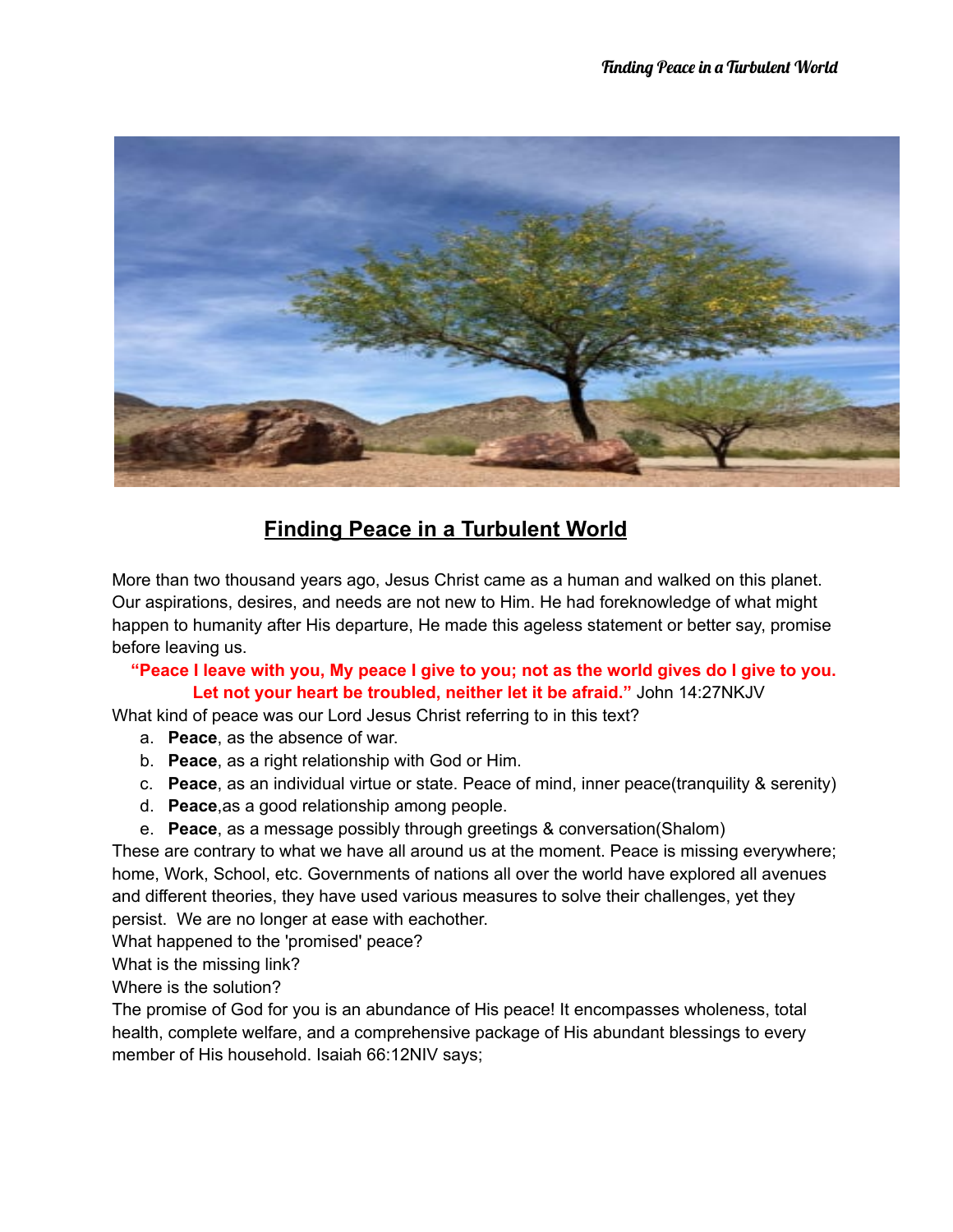# Finding Peace in a Turbulent World

More than two thousand years ago, Jesus Christ came as a human and walked on this planet. Our aspirations, desires, and needs are not new to Him. He had foreknowledge of what might happen to humanity after His departure, He made this ageless statement or better say, promise before leaving us.

**"Peace I leave with you, My peace I give to you; not as the world gives do I give to you. Let not your heart be troubled, neither let it be afraid."** John 14:27NKJV

What kind of peace was our Lord Jesus Christ referring to in this text?

a. **Peace**, as the absence of war.
b. **Peace**, as a right relationship with God or Him.
c. **Peace**, as an individual virtue or state. Peace of mind, inner peace(tranquility & serenity)
d. **Peace**,as a good relationship among people.
e. **Peace**, as a message possibly through greetings & conversation(Shalom)

These are contrary to what we have all around us at the moment. Peace is missing everywhere; home, Work, School, etc. Governments of nations all over the world have explored all avenues and different theories, they have used various measures to solve their challenges, yet they persist. We are no longer at ease with eachother.

What happened to the 'promised' peace?

What is the missing link?

Where is the solution?

The promise of God for you is an abundance of His peace! It encompasses wholeness, total health, complete welfare, and a comprehensive package of His abundant blessings to every member of His household. Isaiah 66:12NIV says;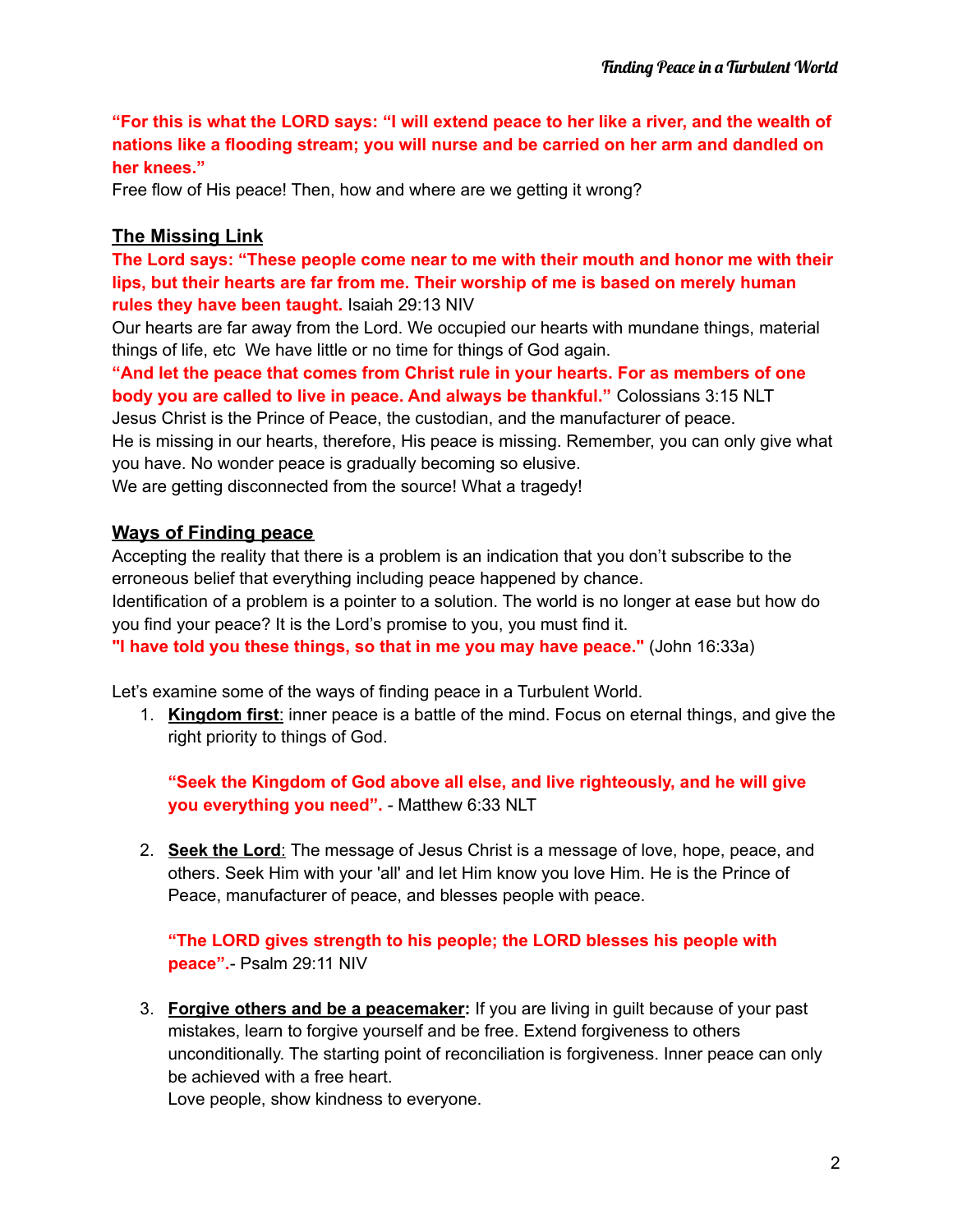**"For this is what the LORD says: "I will extend peace to her like a river, and the wealth of nations like a flooding stream; you will nurse and be carried on her arm and dandled on her knees."**

Free flow of His peace! Then, how and where are we getting it wrong?

## The Missing Link

**The Lord says: "These people come near to me with their mouth and honor me with their lips, but their hearts are far from me. Their worship of me is based on merely human rules they have been taught.** Isaiah 29:13 NIV

Our hearts are far away from the Lord. We occupied our hearts with mundane things, material things of life, etc  We have little or no time for things of God again.

**"And let the peace that comes from Christ rule in your hearts. For as members of one body you are called to live in peace. And always be thankful."** Colossians 3:15 NLT

Jesus Christ is the Prince of Peace, the custodian, and the manufacturer of peace.

He is missing in our hearts, therefore, His peace is missing. Remember, you can only give what you have. No wonder peace is gradually becoming so elusive.

We are getting disconnected from the source! What a tragedy!

## Ways of Finding peace

Accepting the reality that there is a problem is an indication that you don't subscribe to the erroneous belief that everything including peace happened by chance.

Identification of a problem is a pointer to a solution. The world is no longer at ease but how do you find your peace? It is the Lord's promise to you, you must find it.

**"I have told you these things, so that in me you may have peace."** (John 16:33a)

Let's examine some of the ways of finding peace in a Turbulent World.

1. **Kingdom first**: inner peace is a battle of the mind. Focus on eternal things, and give the right priority to things of God.

   **"Seek the Kingdom of God above all else, and live righteously, and he will give you everything you need".** - Matthew 6:33 NLT

2. **Seek the Lord**: The message of Jesus Christ is a message of love, hope, peace, and others. Seek Him with your 'all' and let Him know you love Him. He is the Prince of Peace, manufacturer of peace, and blesses people with peace.

   **"The LORD gives strength to his people; the LORD blesses his people with peace".**- Psalm 29:11 NIV

3. **Forgive others and be a peacemaker:** If you are living in guilt because of your past mistakes, learn to forgive yourself and be free. Extend forgiveness to others unconditionally. The starting point of reconciliation is forgiveness. Inner peace can only be achieved with a free heart.
   Love people, show kindness to everyone.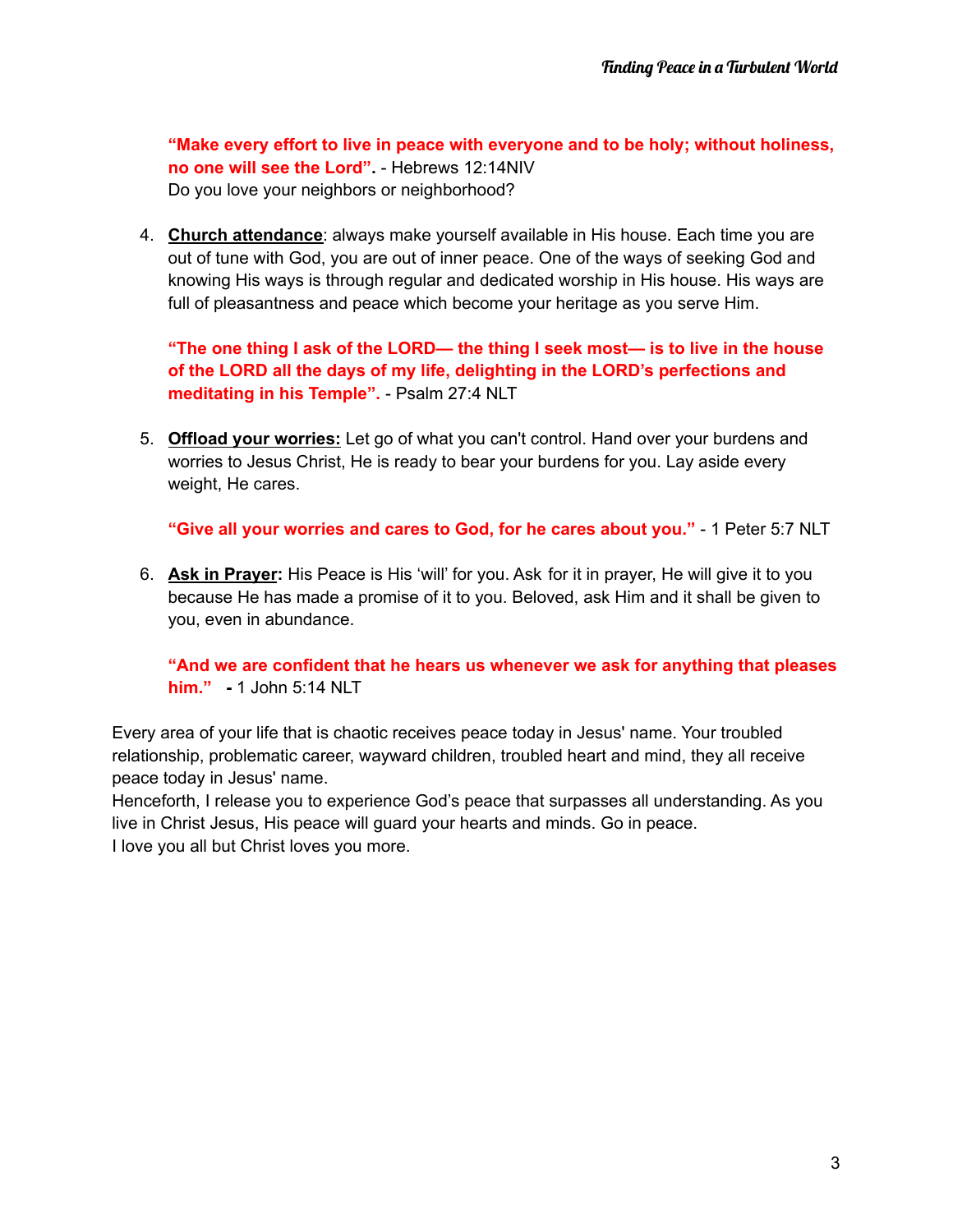**"Make every effort to live in peace with everyone and to be holy; without holiness, no one will see the Lord".** - Hebrews 12:14NIV
Do you love your neighbors or neighborhood?

4. **Church attendance**: always make yourself available in His house. Each time you are out of tune with God, you are out of inner peace. One of the ways of seeking God and knowing His ways is through regular and dedicated worship in His house. His ways are full of pleasantness and peace which become your heritage as you serve Him.

   **"The one thing I ask of the LORD— the thing I seek most— is to live in the house of the LORD all the days of my life, delighting in the LORD's perfections and meditating in his Temple".** - Psalm 27:4 NLT

5. **Offload your worries:** Let go of what you can't control. Hand over your burdens and worries to Jesus Christ, He is ready to bear your burdens for you. Lay aside every weight, He cares.

   **"Give all your worries and cares to God, for he cares about you."** - 1 Peter 5:7 NLT

6. **Ask in Prayer:** His Peace is His 'will' for you. Ask for it in prayer, He will give it to you because He has made a promise of it to you. Beloved, ask Him and it shall be given to you, even in abundance.

   **"And we are confident that he hears us whenever we ask for anything that pleases him." -** 1 John 5:14 NLT

Every area of your life that is chaotic receives peace today in Jesus' name. Your troubled relationship, problematic career, wayward children, troubled heart and mind, they all receive peace today in Jesus' name.
Henceforth, I release you to experience God's peace that surpasses all understanding. As you live in Christ Jesus, His peace will guard your hearts and minds. Go in peace.
I love you all but Christ loves you more.